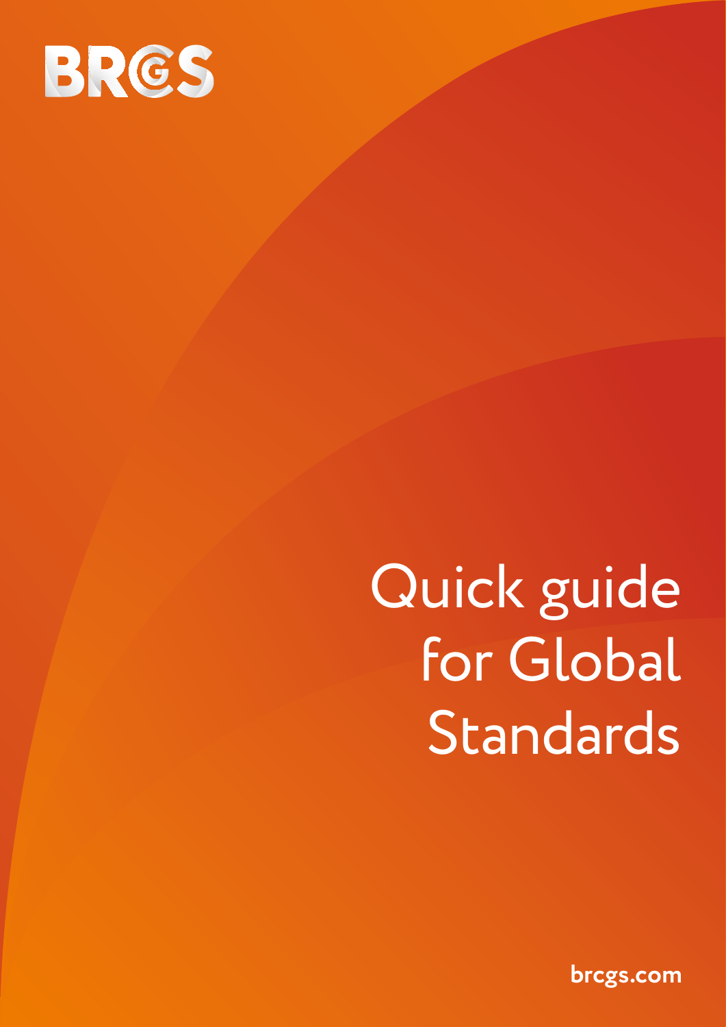BRCGS

# Quick guide for Global Standards

brcgs.com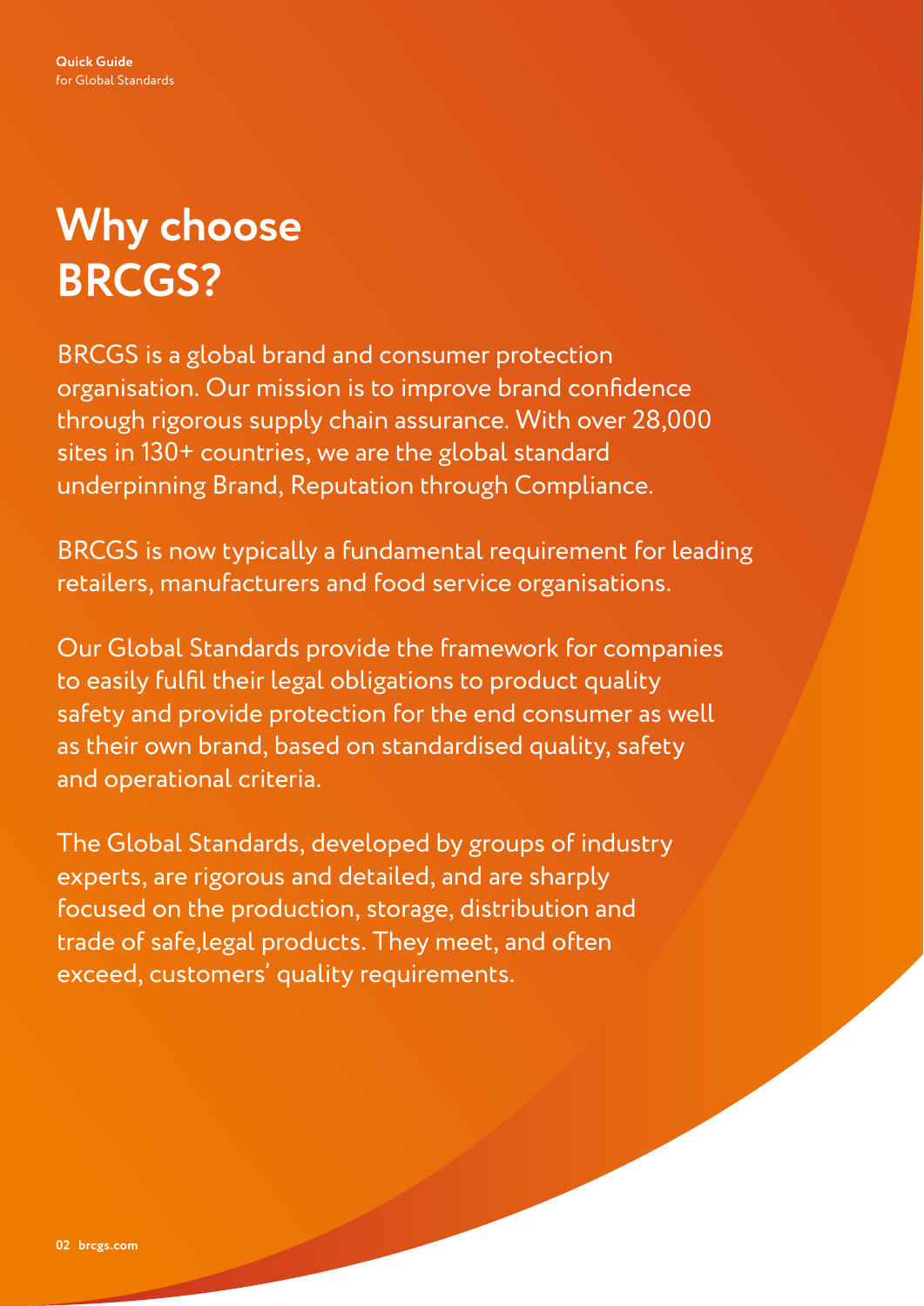# Why choose BRCGS?

BRCGS is a global brand and consumer protection organisation. Our mission is to improve brand confidence through rigorous supply chain assurance. With over 28,000 sites in 130+ countries, we are the global standard underpinning Brand, Reputation through Compliance.

BRCGS is now typically a fundamental requirement for leading retailers, manufacturers and food service organisations.

Our Global Standards provide the framework for companies to easily fulfil their legal obligations to product quality safety and provide protection for the end consumer as well as their own brand, based on standardised quality, safety and operational criteria.

The Global Standards, developed by groups of industry experts, are rigorous and detailed, and are sharply focused on the production, storage, distribution and trade of safe,legal products. They meet, and often exceed, customers' quality requirements.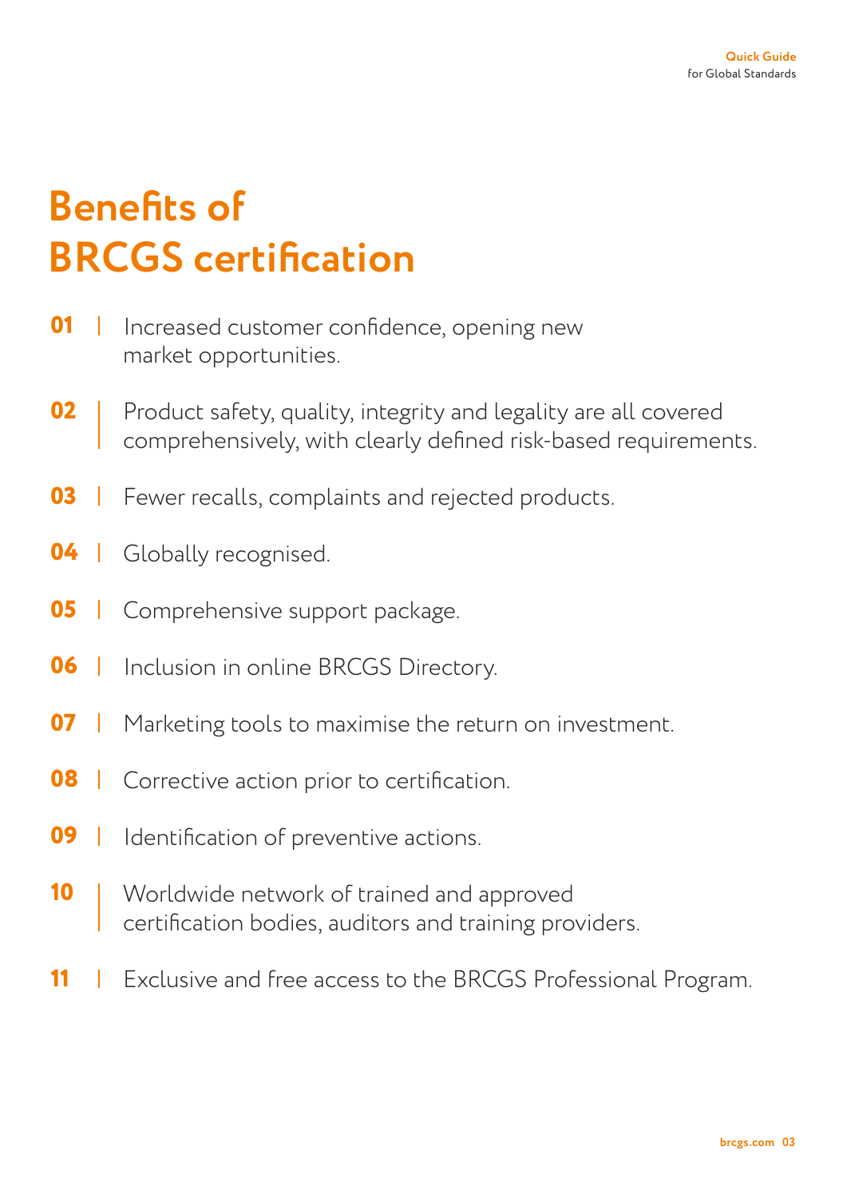# Benefits of BRCGS certification

**01** | Increased customer confidence, opening new market opportunities.

**02** | Product safety, quality, integrity and legality are all covered comprehensively, with clearly defined risk-based requirements.

**03** | Fewer recalls, complaints and rejected products.

**04** | Globally recognised.

**05** | Comprehensive support package.

**06** | Inclusion in online BRCGS Directory.

**07** | Marketing tools to maximise the return on investment.

**08** | Corrective action prior to certification.

**09** | Identification of preventive actions.

**10** | Worldwide network of trained and approved certification bodies, auditors and training providers.

**11** | Exclusive and free access to the BRCGS Professional Program.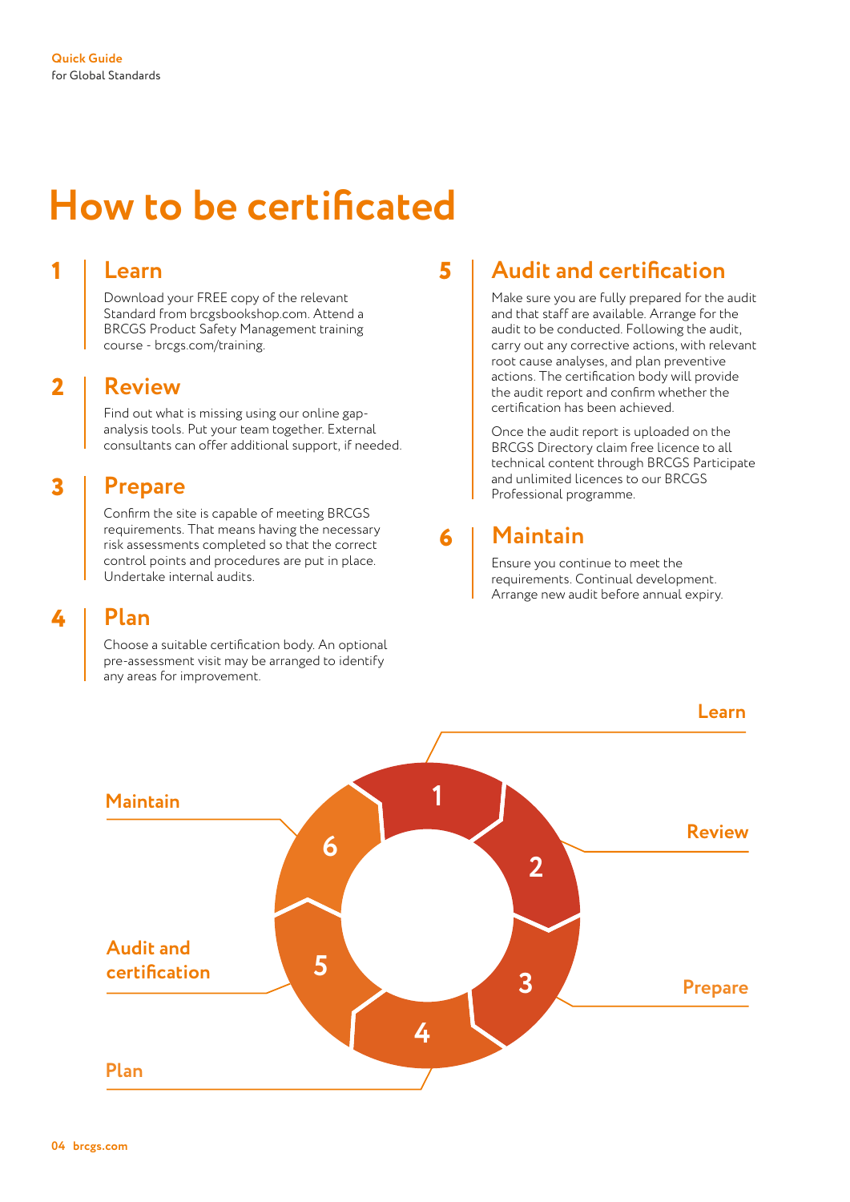**Quick Guide**
for Global Standards

# How to be certificated

## 1 Learn

Download your FREE copy of the relevant Standard from brcgsbookshop.com. Attend a BRCGS Product Safety Management training course - brcgs.com/training.

## 2 Review

Find out what is missing using our online gap-analysis tools. Put your team together. External consultants can offer additional support, if needed.

## 3 Prepare

Confirm the site is capable of meeting BRCGS requirements. That means having the necessary risk assessments completed so that the correct control points and procedures are put in place. Undertake internal audits.

## 4 Plan

Choose a suitable certification body. An optional pre-assessment visit may be arranged to identify any areas for improvement.

## 5 Audit and certification

Make sure you are fully prepared for the audit and that staff are available. Arrange for the audit to be conducted. Following the audit, carry out any corrective actions, with relevant root cause analyses, and plan preventive actions. The certification body will provide the audit report and confirm whether the certification has been achieved.

Once the audit report is uploaded on the BRCGS Directory claim free licence to all technical content through BRCGS Participate and unlimited licences to our BRCGS Professional programme.

## 6 Maintain

Ensure you continue to meet the requirements. Continual development. Arrange new audit before annual expiry.

1 Learn
2 Review
3 Prepare
4 Plan
5 Audit and certification
6 Maintain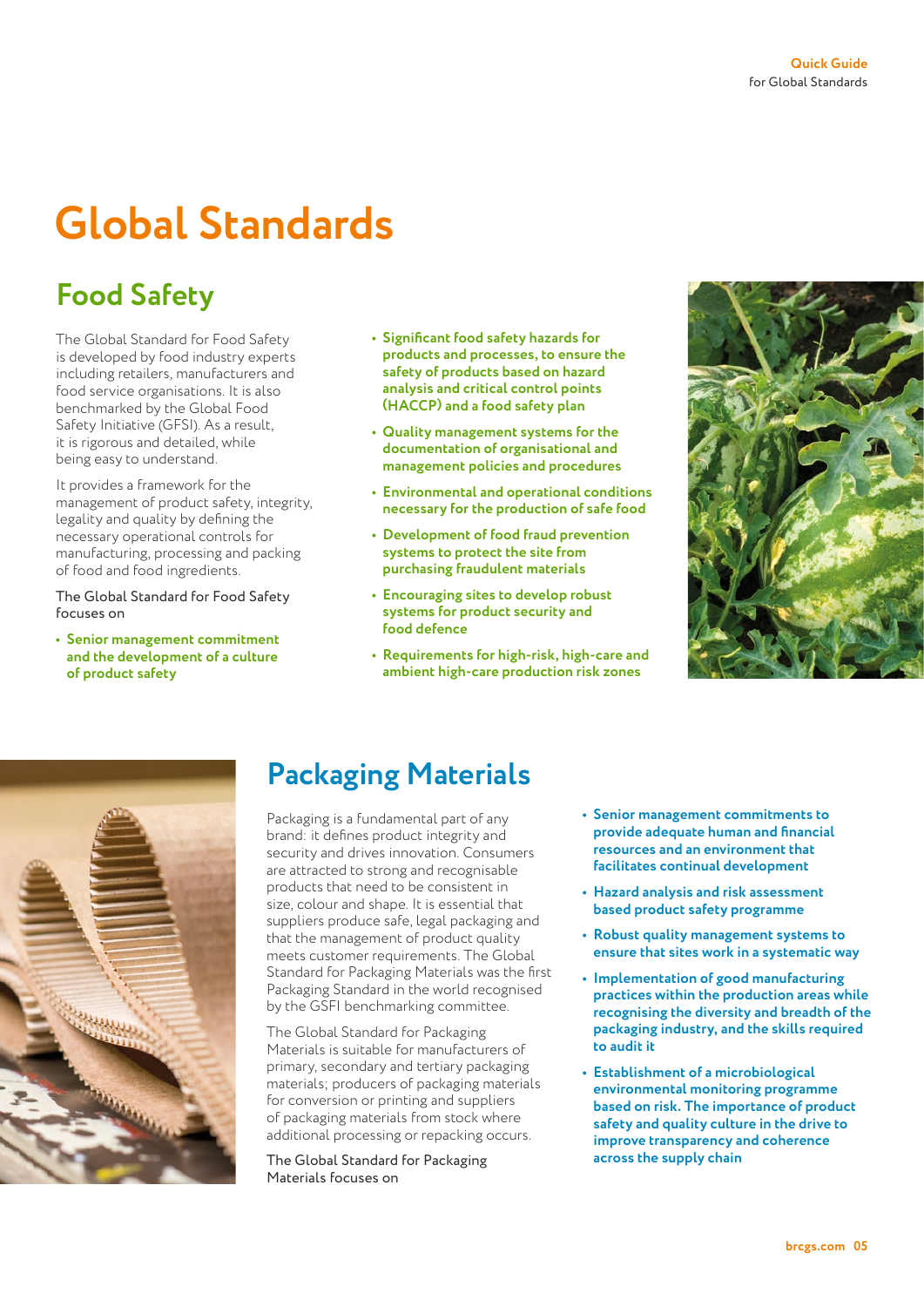# Global Standards

## Food Safety

The Global Standard for Food Safety is developed by food industry experts including retailers, manufacturers and food service organisations. It is also benchmarked by the Global Food Safety Initiative (GFSI). As a result, it is rigorous and detailed, while being easy to understand.

It provides a framework for the management of product safety, integrity, legality and quality by defining the necessary operational controls for manufacturing, processing and packing of food and food ingredients.

The Global Standard for Food Safety focuses on

- **Senior management commitment and the development of a culture of product safety**
- **Significant food safety hazards for products and processes, to ensure the safety of products based on hazard analysis and critical control points (HACCP) and a food safety plan**
- **Quality management systems for the documentation of organisational and management policies and procedures**
- **Environmental and operational conditions necessary for the production of safe food**
- **Development of food fraud prevention systems to protect the site from purchasing fraudulent materials**
- **Encouraging sites to develop robust systems for product security and food defence**
- **Requirements for high-risk, high-care and ambient high-care production risk zones**

## Packaging Materials

Packaging is a fundamental part of any brand: it defines product integrity and security and drives innovation. Consumers are attracted to strong and recognisable products that need to be consistent in size, colour and shape. It is essential that suppliers produce safe, legal packaging and that the management of product quality meets customer requirements. The Global Standard for Packaging Materials was the first Packaging Standard in the world recognised by the GSFI benchmarking committee.

The Global Standard for Packaging Materials is suitable for manufacturers of primary, secondary and tertiary packaging materials; producers of packaging materials for conversion or printing and suppliers of packaging materials from stock where additional processing or repacking occurs.

The Global Standard for Packaging Materials focuses on

- **Senior management commitments to provide adequate human and financial resources and an environment that facilitates continual development**
- **Hazard analysis and risk assessment based product safety programme**
- **Robust quality management systems to ensure that sites work in a systematic way**
- **Implementation of good manufacturing practices within the production areas while recognising the diversity and breadth of the packaging industry, and the skills required to audit it**
- **Establishment of a microbiological environmental monitoring programme based on risk. The importance of product safety and quality culture in the drive to improve transparency and coherence across the supply chain**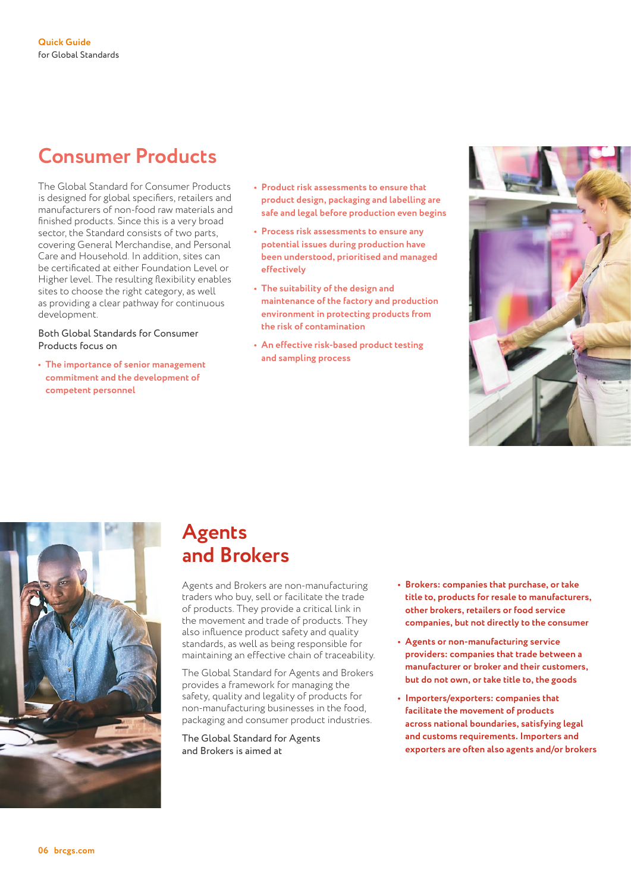## Consumer Products

The Global Standard for Consumer Products is designed for global specifiers, retailers and manufacturers of non-food raw materials and finished products. Since this is a very broad sector, the Standard consists of two parts, covering General Merchandise, and Personal Care and Household. In addition, sites can be certificated at either Foundation Level or Higher level. The resulting flexibility enables sites to choose the right category, as well as providing a clear pathway for continuous development.

Both Global Standards for Consumer Products focus on

- **The importance of senior management commitment and the development of competent personnel**
- **Product risk assessments to ensure that product design, packaging and labelling are safe and legal before production even begins**
- **Process risk assessments to ensure any potential issues during production have been understood, prioritised and managed effectively**
- **The suitability of the design and maintenance of the factory and production environment in protecting products from the risk of contamination**
- **An effective risk-based product testing and sampling process**

## Agents and Brokers

Agents and Brokers are non-manufacturing traders who buy, sell or facilitate the trade of products. They provide a critical link in the movement and trade of products. They also influence product safety and quality standards, as well as being responsible for maintaining an effective chain of traceability.

The Global Standard for Agents and Brokers provides a framework for managing the safety, quality and legality of products for non-manufacturing businesses in the food, packaging and consumer product industries.

The Global Standard for Agents and Brokers is aimed at

- **Brokers: companies that purchase, or take title to, products for resale to manufacturers, other brokers, retailers or food service companies, but not directly to the consumer**
- **Agents or non-manufacturing service providers: companies that trade between a manufacturer or broker and their customers, but do not own, or take title to, the goods**
- **Importers/exporters: companies that facilitate the movement of products across national boundaries, satisfying legal and customs requirements. Importers and exporters are often also agents and/or brokers**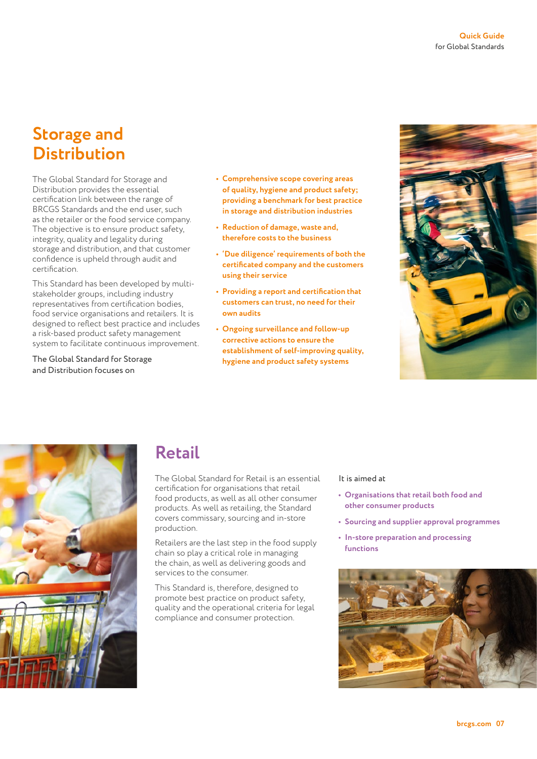## Storage and Distribution

The Global Standard for Storage and Distribution provides the essential certification link between the range of BRCGS Standards and the end user, such as the retailer or the food service company. The objective is to ensure product safety, integrity, quality and legality during storage and distribution, and that customer confidence is upheld through audit and certification.

This Standard has been developed by multi-stakeholder groups, including industry representatives from certification bodies, food service organisations and retailers. It is designed to reflect best practice and includes a risk-based product safety management system to facilitate continuous improvement.

The Global Standard for Storage and Distribution focuses on

- **Comprehensive scope covering areas of quality, hygiene and product safety; providing a benchmark for best practice in storage and distribution industries**
- **Reduction of damage, waste and, therefore costs to the business**
- **'Due diligence' requirements of both the certificated company and the customers using their service**
- **Providing a report and certification that customers can trust, no need for their own audits**
- **Ongoing surveillance and follow-up corrective actions to ensure the establishment of self-improving quality, hygiene and product safety systems**

## Retail

The Global Standard for Retail is an essential certification for organisations that retail food products, as well as all other consumer products. As well as retailing, the Standard covers commissary, sourcing and in-store production.

Retailers are the last step in the food supply chain so play a critical role in managing the chain, as well as delivering goods and services to the consumer.

This Standard is, therefore, designed to promote best practice on product safety, quality and the operational criteria for legal compliance and consumer protection.

It is aimed at

- **Organisations that retail both food and other consumer products**
- **Sourcing and supplier approval programmes**
- **In-store preparation and processing functions**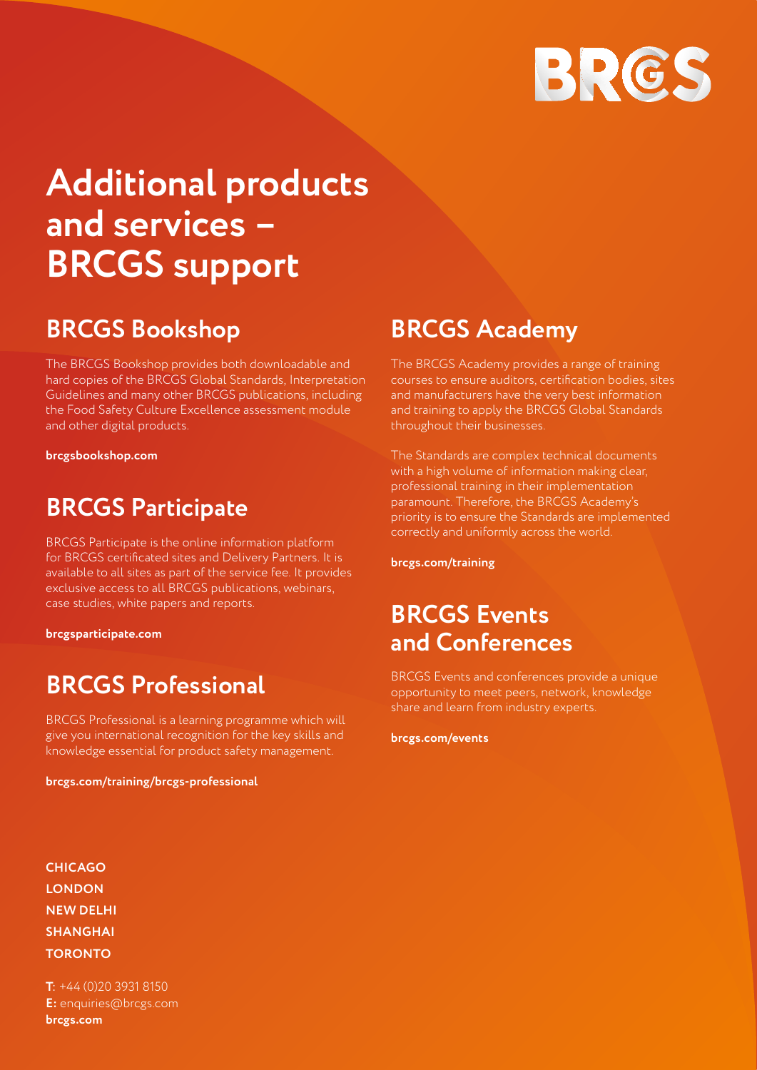# Additional products and services – BRCGS support

## BRCGS Bookshop

The BRCGS Bookshop provides both downloadable and hard copies of the BRCGS Global Standards, Interpretation Guidelines and many other BRCGS publications, including the Food Safety Culture Excellence assessment module and other digital products.

**brcgsbookshop.com**

## BRCGS Participate

BRCGS Participate is the online information platform for BRCGS certificated sites and Delivery Partners. It is available to all sites as part of the service fee. It provides exclusive access to all BRCGS publications, webinars, case studies, white papers and reports.

**brcgsparticipate.com**

## BRCGS Professional

BRCGS Professional is a learning programme which will give you international recognition for the key skills and knowledge essential for product safety management.

**brcgs.com/training/brcgs-professional**

## BRCGS Academy

The BRCGS Academy provides a range of training courses to ensure auditors, certification bodies, sites and manufacturers have the very best information and training to apply the BRCGS Global Standards throughout their businesses.

The Standards are complex technical documents with a high volume of information making clear, professional training in their implementation paramount. Therefore, the BRCGS Academy's priority is to ensure the Standards are implemented correctly and uniformly across the world.

**brcgs.com/training**

## BRCGS Events and Conferences

BRCGS Events and conferences provide a unique opportunity to meet peers, network, knowledge share and learn from industry experts.

**brcgs.com/events**

**CHICAGO**
**LONDON**
**NEW DELHI**
**SHANGHAI**
**TORONTO**

**T**: +44 (0)20 3931 8150
**E:** enquiries@brcgs.com
**brcgs.com**